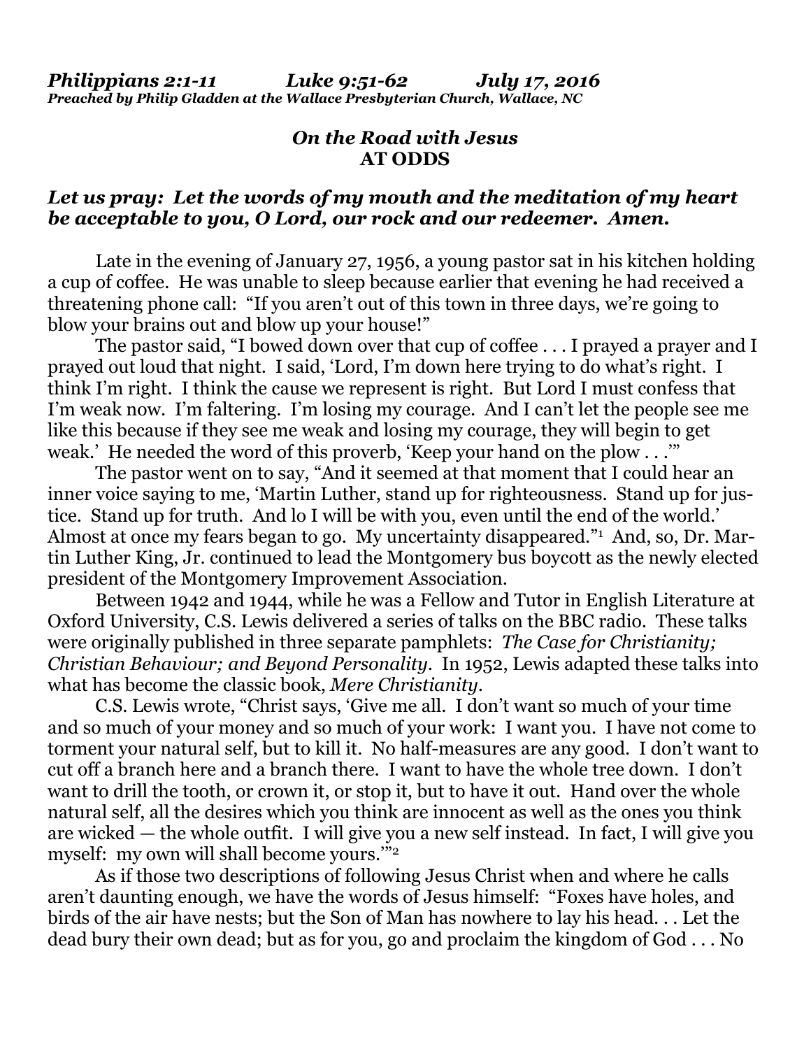***Philippians 2:1-11 Luke 9:51-62 July 17, 2016***
***Preached by Philip Gladden at the Wallace Presbyterian Church, Wallace, NC***

## *On the Road with Jesus*
## **AT ODDS**

***Let us pray: Let the words of my mouth and the meditation of my heart be acceptable to you, O Lord, our rock and our redeemer. Amen.***

Late in the evening of January 27, 1956, a young pastor sat in his kitchen holding a cup of coffee. He was unable to sleep because earlier that evening he had received a threatening phone call: "If you aren't out of this town in three days, we're going to blow your brains out and blow up your house!"

The pastor said, "I bowed down over that cup of coffee . . . I prayed a prayer and I prayed out loud that night. I said, 'Lord, I'm down here trying to do what's right. I think I'm right. I think the cause we represent is right. But Lord I must confess that I'm weak now. I'm faltering. I'm losing my courage. And I can't let the people see me like this because if they see me weak and losing my courage, they will begin to get weak.' He needed the word of this proverb, 'Keep your hand on the plow . . .'"

The pastor went on to say, "And it seemed at that moment that I could hear an inner voice saying to me, 'Martin Luther, stand up for righteousness. Stand up for justice. Stand up for truth. And lo I will be with you, even until the end of the world.' Almost at once my fears began to go. My uncertainty disappeared."[1] And, so, Dr. Martin Luther King, Jr. continued to lead the Montgomery bus boycott as the newly elected president of the Montgomery Improvement Association.

Between 1942 and 1944, while he was a Fellow and Tutor in English Literature at Oxford University, C.S. Lewis delivered a series of talks on the BBC radio. These talks were originally published in three separate pamphlets: *The Case for Christianity; Christian Behaviour; and Beyond Personality*. In 1952, Lewis adapted these talks into what has become the classic book, *Mere Christianity*.

C.S. Lewis wrote, "Christ says, 'Give me all. I don't want so much of your time and so much of your money and so much of your work: I want you. I have not come to torment your natural self, but to kill it. No half-measures are any good. I don't want to cut off a branch here and a branch there. I want to have the whole tree down. I don't want to drill the tooth, or crown it, or stop it, but to have it out. Hand over the whole natural self, all the desires which you think are innocent as well as the ones you think are wicked — the whole outfit. I will give you a new self instead. In fact, I will give you myself: my own will shall become yours.'"[2]

As if those two descriptions of following Jesus Christ when and where he calls aren't daunting enough, we have the words of Jesus himself: "Foxes have holes, and birds of the air have nests; but the Son of Man has nowhere to lay his head. . . Let the dead bury their own dead; but as for you, go and proclaim the kingdom of God . . . No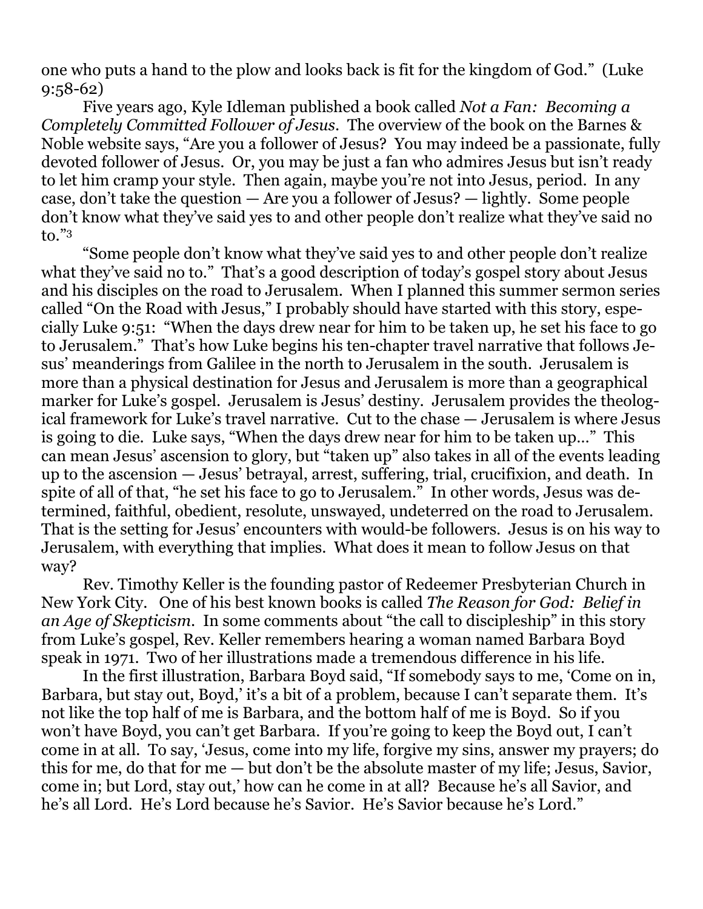one who puts a hand to the plow and looks back is fit for the kingdom of God." (Luke 9:58-62)

Five years ago, Kyle Idleman published a book called *Not a Fan: Becoming a Completely Committed Follower of Jesus*. The overview of the book on the Barnes & Noble website says, "Are you a follower of Jesus? You may indeed be a passionate, fully devoted follower of Jesus. Or, you may be just a fan who admires Jesus but isn't ready to let him cramp your style. Then again, maybe you're not into Jesus, period. In any case, don't take the question — Are you a follower of Jesus? — lightly. Some people don't know what they've said yes to and other people don't realize what they've said no to."[3]

"Some people don't know what they've said yes to and other people don't realize what they've said no to." That's a good description of today's gospel story about Jesus and his disciples on the road to Jerusalem. When I planned this summer sermon series called "On the Road with Jesus," I probably should have started with this story, especially Luke 9:51: "When the days drew near for him to be taken up, he set his face to go to Jerusalem." That's how Luke begins his ten-chapter travel narrative that follows Jesus' meanderings from Galilee in the north to Jerusalem in the south. Jerusalem is more than a physical destination for Jesus and Jerusalem is more than a geographical marker for Luke's gospel. Jerusalem is Jesus' destiny. Jerusalem provides the theological framework for Luke's travel narrative. Cut to the chase — Jerusalem is where Jesus is going to die. Luke says, "When the days drew near for him to be taken up…" This can mean Jesus' ascension to glory, but "taken up" also takes in all of the events leading up to the ascension — Jesus' betrayal, arrest, suffering, trial, crucifixion, and death. In spite of all of that, "he set his face to go to Jerusalem." In other words, Jesus was determined, faithful, obedient, resolute, unswayed, undeterred on the road to Jerusalem. That is the setting for Jesus' encounters with would-be followers. Jesus is on his way to Jerusalem, with everything that implies. What does it mean to follow Jesus on that way?

Rev. Timothy Keller is the founding pastor of Redeemer Presbyterian Church in New York City. One of his best known books is called *The Reason for God: Belief in an Age of Skepticism*. In some comments about "the call to discipleship" in this story from Luke's gospel, Rev. Keller remembers hearing a woman named Barbara Boyd speak in 1971. Two of her illustrations made a tremendous difference in his life.

In the first illustration, Barbara Boyd said, "If somebody says to me, 'Come on in, Barbara, but stay out, Boyd,' it's a bit of a problem, because I can't separate them. It's not like the top half of me is Barbara, and the bottom half of me is Boyd. So if you won't have Boyd, you can't get Barbara. If you're going to keep the Boyd out, I can't come in at all. To say, 'Jesus, come into my life, forgive my sins, answer my prayers; do this for me, do that for me — but don't be the absolute master of my life; Jesus, Savior, come in; but Lord, stay out,' how can he come in at all? Because he's all Savior, and he's all Lord. He's Lord because he's Savior. He's Savior because he's Lord."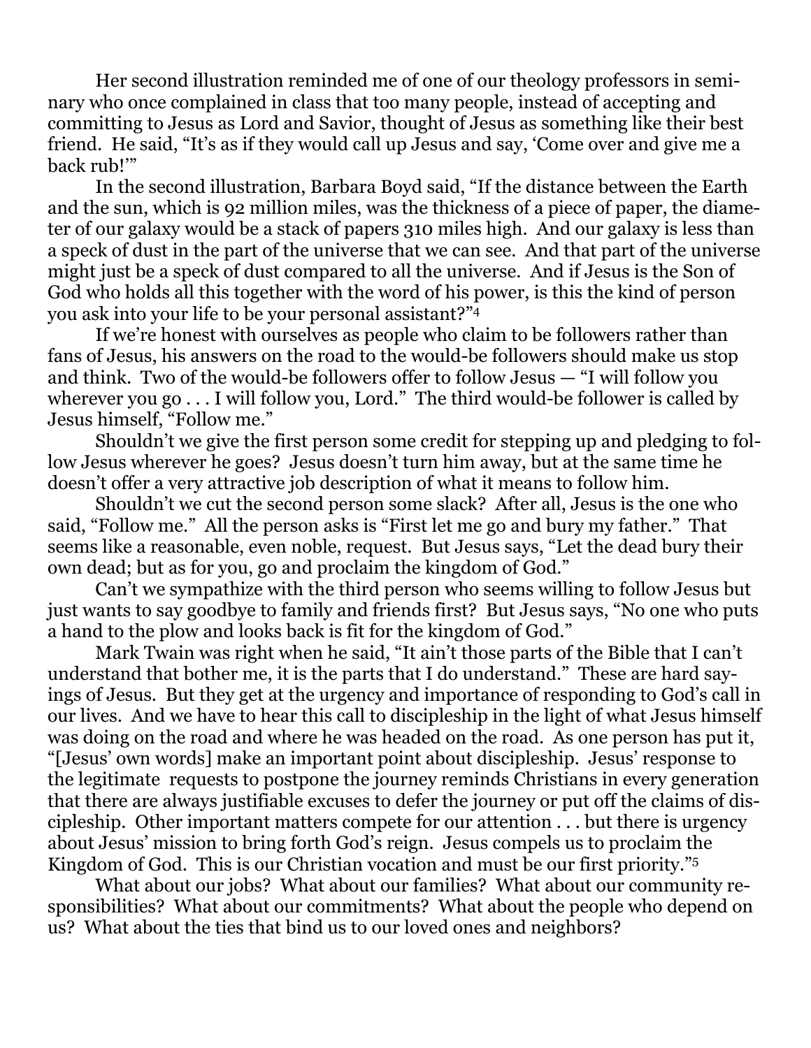Her second illustration reminded me of one of our theology professors in seminary who once complained in class that too many people, instead of accepting and committing to Jesus as Lord and Savior, thought of Jesus as something like their best friend. He said, "It's as if they would call up Jesus and say, 'Come over and give me a back rub!'"

In the second illustration, Barbara Boyd said, "If the distance between the Earth and the sun, which is 92 million miles, was the thickness of a piece of paper, the diameter of our galaxy would be a stack of papers 310 miles high. And our galaxy is less than a speck of dust in the part of the universe that we can see. And that part of the universe might just be a speck of dust compared to all the universe. And if Jesus is the Son of God who holds all this together with the word of his power, is this the kind of person you ask into your life to be your personal assistant?"[4]

If we're honest with ourselves as people who claim to be followers rather than fans of Jesus, his answers on the road to the would-be followers should make us stop and think. Two of the would-be followers offer to follow Jesus — "I will follow you wherever you go . . . I will follow you, Lord." The third would-be follower is called by Jesus himself, "Follow me."

Shouldn't we give the first person some credit for stepping up and pledging to follow Jesus wherever he goes? Jesus doesn't turn him away, but at the same time he doesn't offer a very attractive job description of what it means to follow him.

Shouldn't we cut the second person some slack? After all, Jesus is the one who said, "Follow me." All the person asks is "First let me go and bury my father." That seems like a reasonable, even noble, request. But Jesus says, "Let the dead bury their own dead; but as for you, go and proclaim the kingdom of God."

Can't we sympathize with the third person who seems willing to follow Jesus but just wants to say goodbye to family and friends first? But Jesus says, "No one who puts a hand to the plow and looks back is fit for the kingdom of God."

Mark Twain was right when he said, "It ain't those parts of the Bible that I can't understand that bother me, it is the parts that I do understand." These are hard sayings of Jesus. But they get at the urgency and importance of responding to God's call in our lives. And we have to hear this call to discipleship in the light of what Jesus himself was doing on the road and where he was headed on the road. As one person has put it, "[Jesus' own words] make an important point about discipleship. Jesus' response to the legitimate requests to postpone the journey reminds Christians in every generation that there are always justifiable excuses to defer the journey or put off the claims of discipleship. Other important matters compete for our attention . . . but there is urgency about Jesus' mission to bring forth God's reign. Jesus compels us to proclaim the Kingdom of God. This is our Christian vocation and must be our first priority."[5]

What about our jobs? What about our families? What about our community responsibilities? What about our commitments? What about the people who depend on us? What about the ties that bind us to our loved ones and neighbors?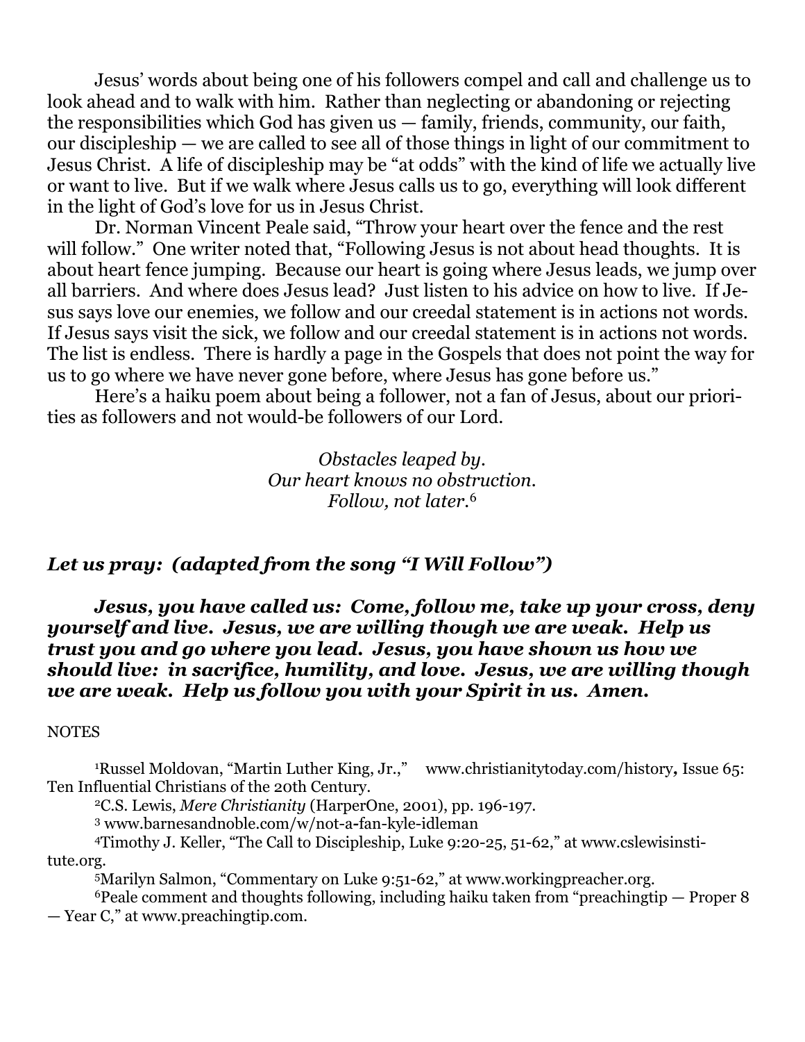Jesus' words about being one of his followers compel and call and challenge us to look ahead and to walk with him. Rather than neglecting or abandoning or rejecting the responsibilities which God has given us — family, friends, community, our faith, our discipleship — we are called to see all of those things in light of our commitment to Jesus Christ. A life of discipleship may be "at odds" with the kind of life we actually live or want to live. But if we walk where Jesus calls us to go, everything will look different in the light of God's love for us in Jesus Christ.

Dr. Norman Vincent Peale said, "Throw your heart over the fence and the rest will follow." One writer noted that, "Following Jesus is not about head thoughts. It is about heart fence jumping. Because our heart is going where Jesus leads, we jump over all barriers. And where does Jesus lead? Just listen to his advice on how to live. If Jesus says love our enemies, we follow and our creedal statement is in actions not words. If Jesus says visit the sick, we follow and our creedal statement is in actions not words. The list is endless. There is hardly a page in the Gospels that does not point the way for us to go where we have never gone before, where Jesus has gone before us."

Here's a haiku poem about being a follower, not a fan of Jesus, about our priorities as followers and not would-be followers of our Lord.

*Obstacles leaped by.*
*Our heart knows no obstruction.*
*Follow, not later.*[6]

***Let us pray: (adapted from the song "I Will Follow")***

***Jesus, you have called us: Come, follow me, take up your cross, deny yourself and live. Jesus, we are willing though we are weak. Help us trust you and go where you lead. Jesus, you have shown us how we should live: in sacrifice, humility, and love. Jesus, we are willing though we are weak. Help us follow you with your Spirit in us. Amen.***

NOTES

[1]Russel Moldovan, "Martin Luther King, Jr.," www.christianitytoday.com/history**,** Issue 65: Ten Influential Christians of the 20th Century.

[2]C.S. Lewis, *Mere Christianity* (HarperOne, 2001), pp. 196-197.

[3] www.barnesandnoble.com/w/not-a-fan-kyle-idleman

[4]Timothy J. Keller, "The Call to Discipleship, Luke 9:20-25, 51-62," at www.cslewisinstitute.org.

[5]Marilyn Salmon, "Commentary on Luke 9:51-62," at www.workingpreacher.org.

[6]Peale comment and thoughts following, including haiku taken from "preachingtip — Proper 8 — Year C," at www.preachingtip.com.